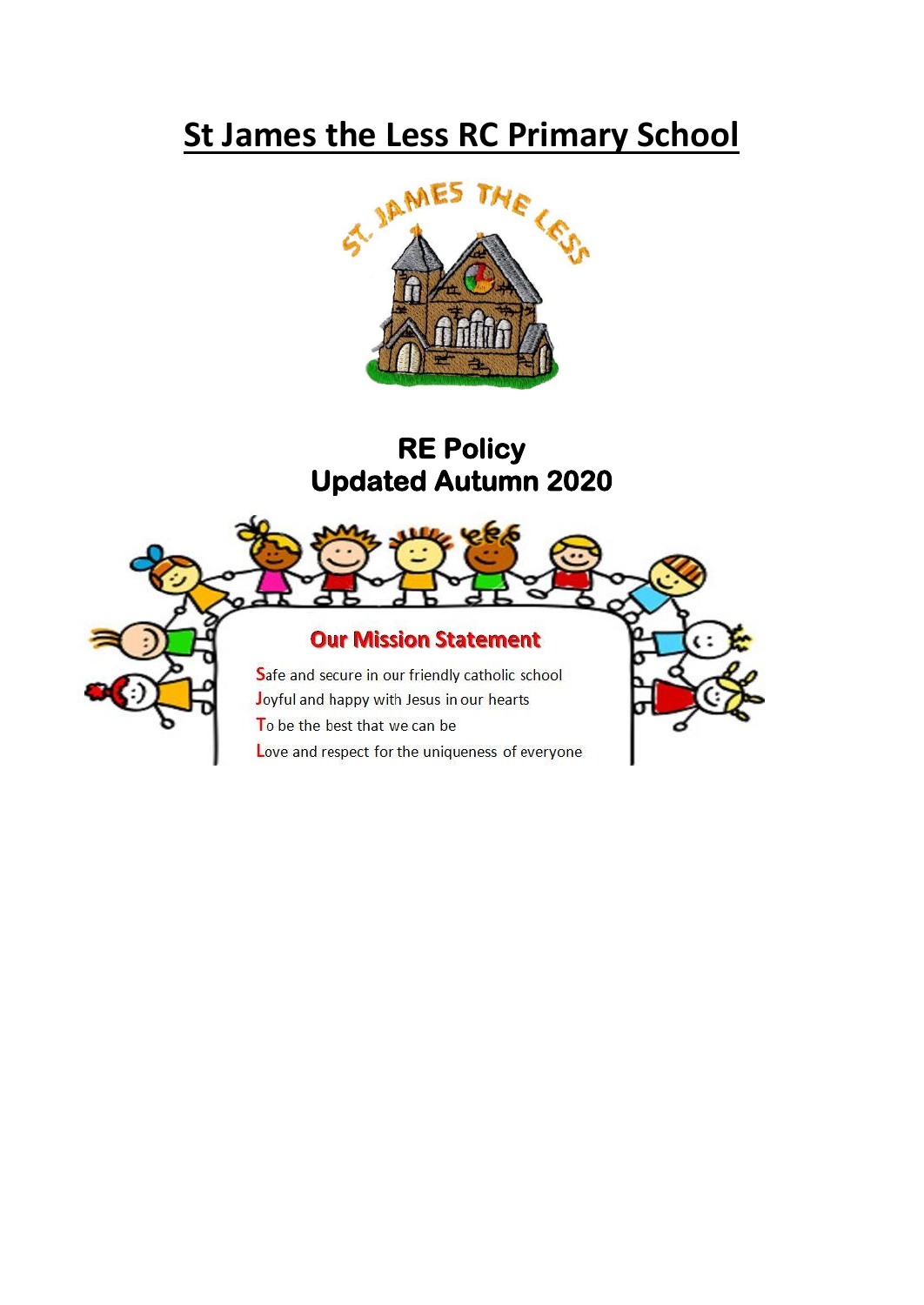# St James the Less RC Primary School

## RE Policy
## Updated Autumn 2020

### Our Mission Statement

**S**afe and secure in our friendly catholic school
**J**oyful and happy with Jesus in our hearts
**T**o be the best that we can be
**L**ove and respect for the uniqueness of everyone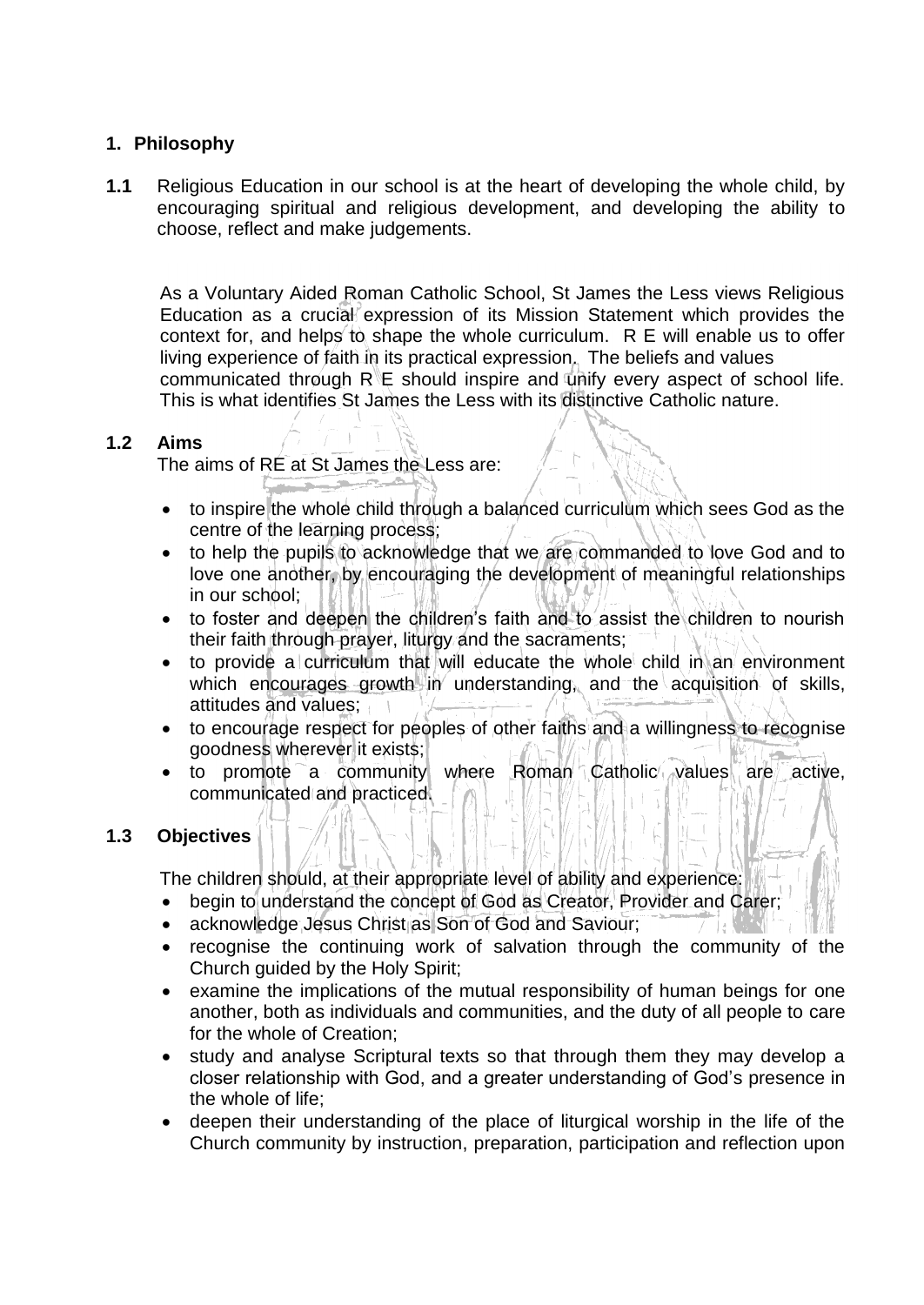## 1. Philosophy

**1.1** Religious Education in our school is at the heart of developing the whole child, by encouraging spiritual and religious development, and developing the ability to choose, reflect and make judgements.

As a Voluntary Aided Roman Catholic School, St James the Less views Religious Education as a crucial expression of its Mission Statement which provides the context for, and helps to shape the whole curriculum. R E will enable us to offer living experience of faith in its practical expression. The beliefs and values communicated through R E should inspire and unify every aspect of school life. This is what identifies St James the Less with its distinctive Catholic nature.

### 1.2 Aims

The aims of RE at St James the Less are:

- to inspire the whole child through a balanced curriculum which sees God as the centre of the learning process;
- to help the pupils to acknowledge that we are commanded to love God and to love one another, by encouraging the development of meaningful relationships in our school;
- to foster and deepen the children's faith and to assist the children to nourish their faith through prayer, liturgy and the sacraments;
- to provide a curriculum that will educate the whole child in an environment which encourages growth in understanding, and the acquisition of skills, attitudes and values;
- to encourage respect for peoples of other faiths and a willingness to recognise goodness wherever it exists;
- to promote a community where Roman Catholic values are active, communicated and practiced.

### 1.3 Objectives

The children should, at their appropriate level of ability and experience:

- begin to understand the concept of God as Creator, Provider and Carer;
- acknowledge Jesus Christ as Son of God and Saviour;
- recognise the continuing work of salvation through the community of the Church guided by the Holy Spirit;
- examine the implications of the mutual responsibility of human beings for one another, both as individuals and communities, and the duty of all people to care for the whole of Creation;
- study and analyse Scriptural texts so that through them they may develop a closer relationship with God, and a greater understanding of God's presence in the whole of life;
- deepen their understanding of the place of liturgical worship in the life of the Church community by instruction, preparation, participation and reflection upon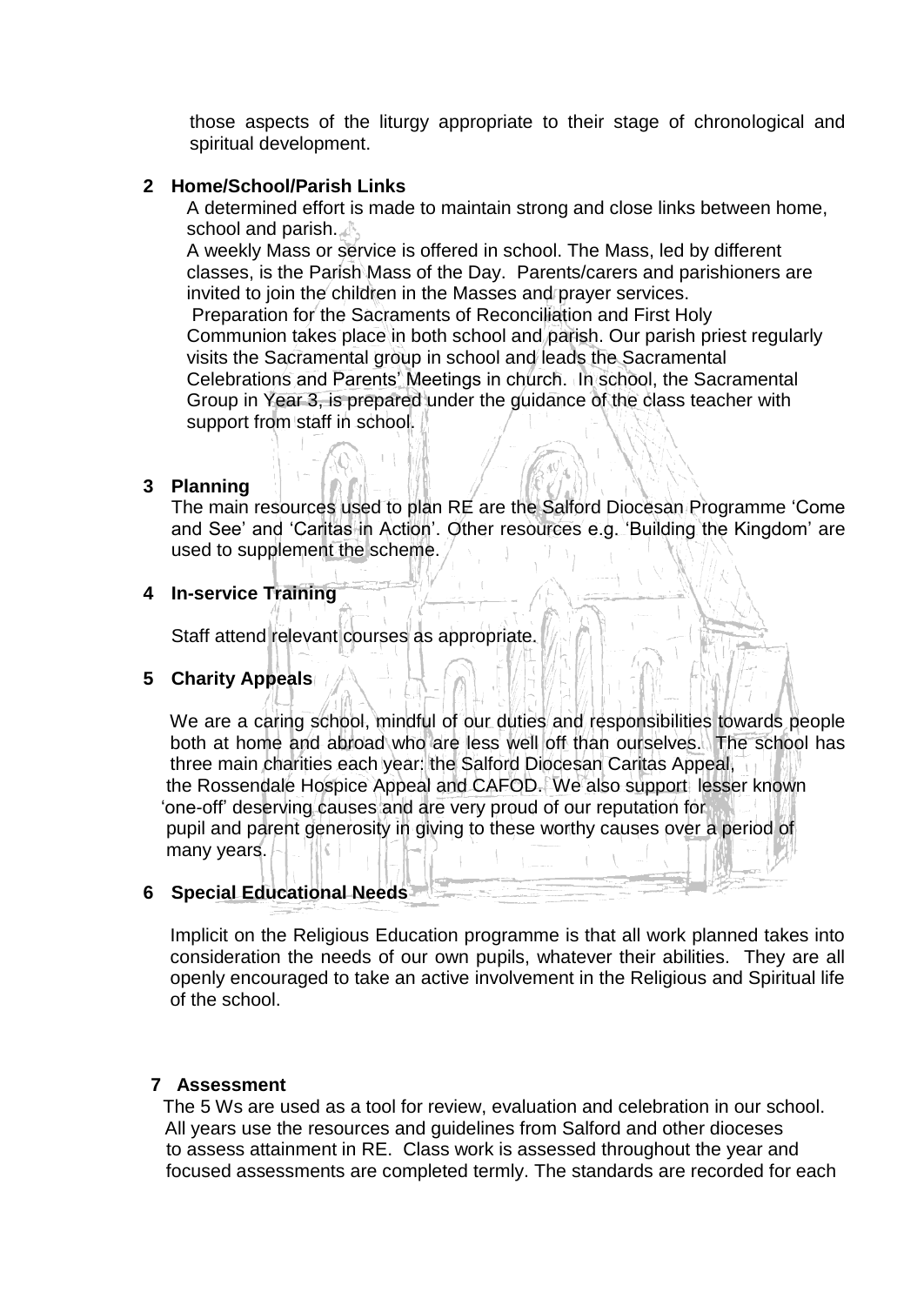those aspects of the liturgy appropriate to their stage of chronological and spiritual development.

**2 Home/School/Parish Links**

A determined effort is made to maintain strong and close links between home, school and parish.

A weekly Mass or service is offered in school. The Mass, led by different classes, is the Parish Mass of the Day. Parents/carers and parishioners are invited to join the children in the Masses and prayer services.

Preparation for the Sacraments of Reconciliation and First Holy Communion takes place in both school and parish. Our parish priest regularly visits the Sacramental group in school and leads the Sacramental Celebrations and Parents' Meetings in church. In school, the Sacramental Group in Year 3, is prepared under the guidance of the class teacher with support from staff in school.

**3 Planning**

The main resources used to plan RE are the Salford Diocesan Programme 'Come and See' and 'Caritas in Action'. Other resources e.g. 'Building the Kingdom' are used to supplement the scheme.

**4 In-service Training**

Staff attend relevant courses as appropriate.

**5 Charity Appeals**

We are a caring school, mindful of our duties and responsibilities towards people both at home and abroad who are less well off than ourselves. The school has three main charities each year: the Salford Diocesan Caritas Appeal, the Rossendale Hospice Appeal and CAFOD. We also support lesser known 'one-off' deserving causes and are very proud of our reputation for pupil and parent generosity in giving to these worthy causes over a period of many years.

**6 Special Educational Needs**

Implicit on the Religious Education programme is that all work planned takes into consideration the needs of our own pupils, whatever their abilities. They are all openly encouraged to take an active involvement in the Religious and Spiritual life of the school.

**7 Assessment**

The 5 Ws are used as a tool for review, evaluation and celebration in our school. All years use the resources and guidelines from Salford and other dioceses to assess attainment in RE. Class work is assessed throughout the year and focused assessments are completed termly. The standards are recorded for each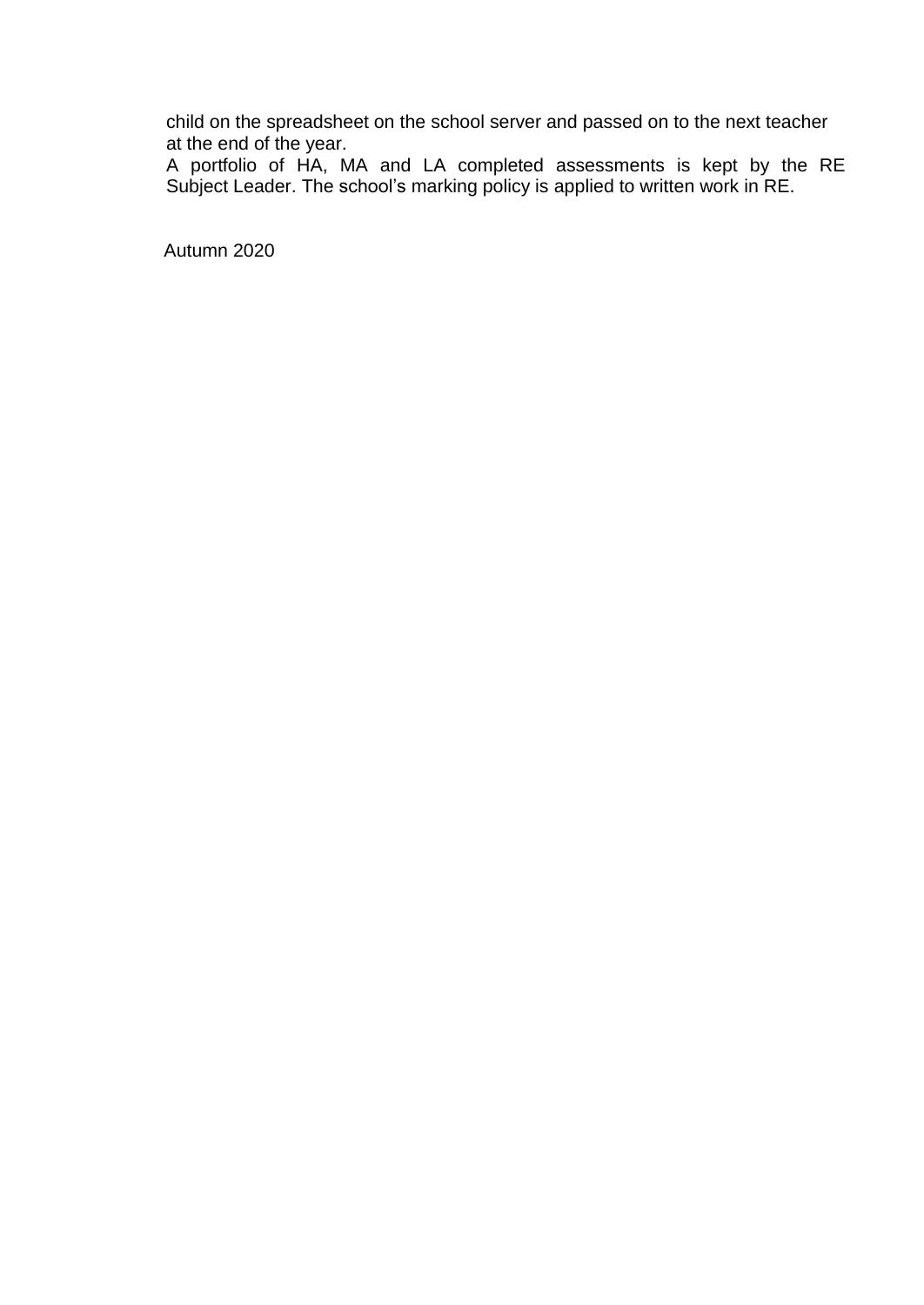child on the spreadsheet on the school server and passed on to the next teacher at the end of the year.

A portfolio of HA, MA and LA completed assessments is kept by the RE Subject Leader. The school's marking policy is applied to written work in RE.

Autumn 2020